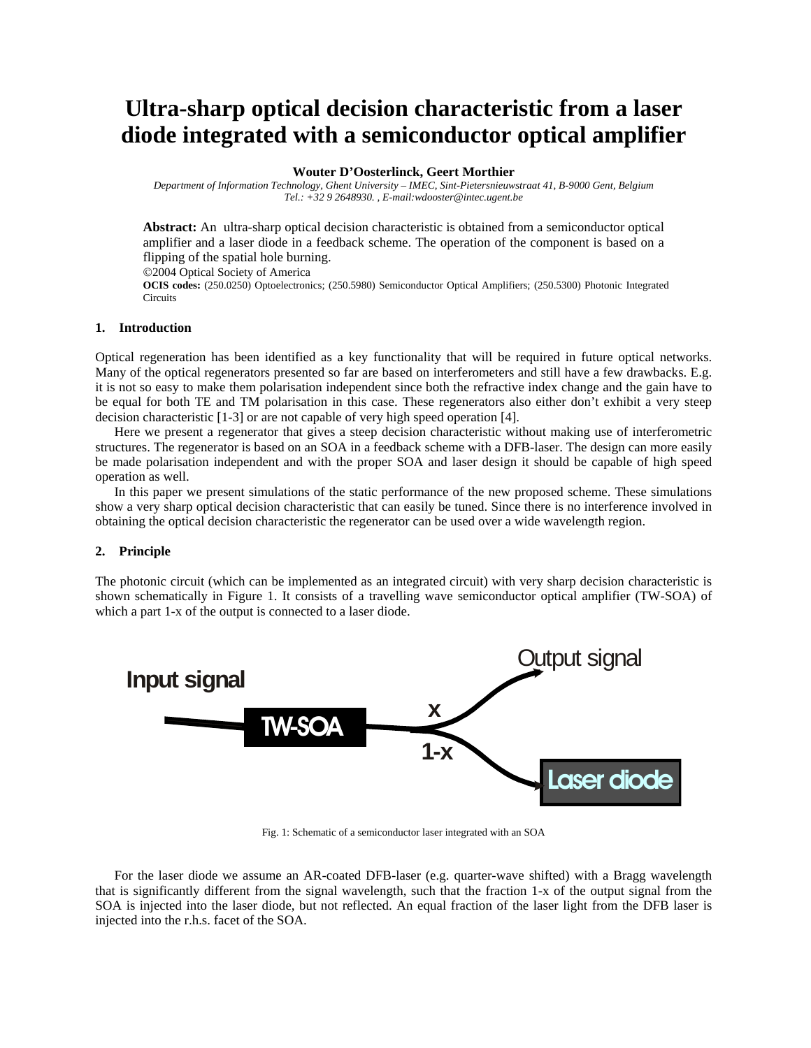# Ultra-sharp optical decision characteristic from a laser diode integrated with a semiconductor optical amplifier

**Wouter D'Oosterlinck, Geert Morthier**

*Department of Information Technology, Ghent University – IMEC, Sint-Pietersnieuwstraat 41, B-9000 Gent, Belgium*
*Tel.: +32 9 2648930. , E-mail:wdooster@intec.ugent.be*

**Abstract:** An ultra-sharp optical decision characteristic is obtained from a semiconductor optical amplifier and a laser diode in a feedback scheme. The operation of the component is based on a flipping of the spatial hole burning.

©2004 Optical Society of America

**OCIS codes:** (250.0250) Optoelectronics; (250.5980) Semiconductor Optical Amplifiers; (250.5300) Photonic Integrated Circuits

## 1. Introduction

Optical regeneration has been identified as a key functionality that will be required in future optical networks. Many of the optical regenerators presented so far are based on interferometers and still have a few drawbacks. E.g. it is not so easy to make them polarisation independent since both the refractive index change and the gain have to be equal for both TE and TM polarisation in this case. These regenerators also either don't exhibit a very steep decision characteristic [1-3] or are not capable of very high speed operation [4].

Here we present a regenerator that gives a steep decision characteristic without making use of interferometric structures. The regenerator is based on an SOA in a feedback scheme with a DFB-laser. The design can more easily be made polarisation independent and with the proper SOA and laser design it should be capable of high speed operation as well.

In this paper we present simulations of the static performance of the new proposed scheme. These simulations show a very sharp optical decision characteristic that can easily be tuned. Since there is no interference involved in obtaining the optical decision characteristic the regenerator can be used over a wide wavelength region.

## 2. Principle

The photonic circuit (which can be implemented as an integrated circuit) with very sharp decision characteristic is shown schematically in Figure 1. It consists of a travelling wave semiconductor optical amplifier (TW-SOA) of which a part 1-x of the output is connected to a laser diode.

Input signal — TW-SOA — x → Output signal; 1-x → Laser diode

Fig. 1: Schematic of a semiconductor laser integrated with an SOA

For the laser diode we assume an AR-coated DFB-laser (e.g. quarter-wave shifted) with a Bragg wavelength that is significantly different from the signal wavelength, such that the fraction 1-x of the output signal from the SOA is injected into the laser diode, but not reflected. An equal fraction of the laser light from the DFB laser is injected into the r.h.s. facet of the SOA.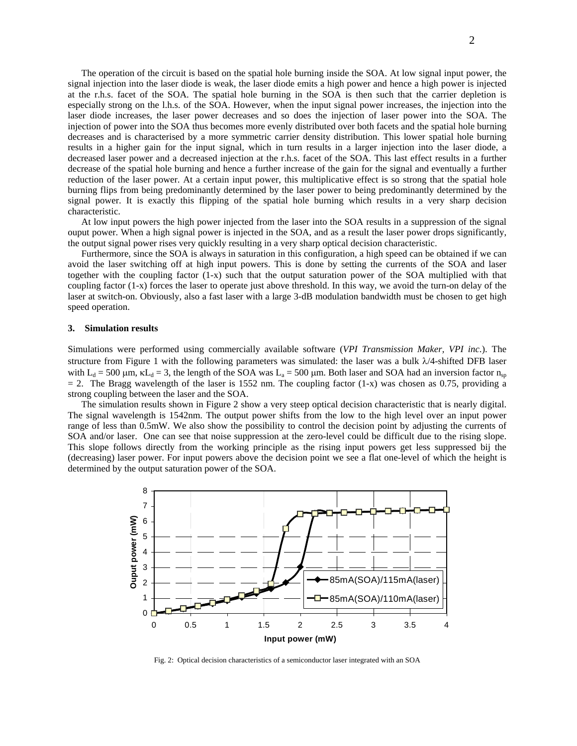The operation of the circuit is based on the spatial hole burning inside the SOA. At low signal input power, the signal injection into the laser diode is weak, the laser diode emits a high power and hence a high power is injected at the r.h.s. facet of the SOA. The spatial hole burning in the SOA is then such that the carrier depletion is especially strong on the l.h.s. of the SOA. However, when the input signal power increases, the injection into the laser diode increases, the laser power decreases and so does the injection of laser power into the SOA. The injection of power into the SOA thus becomes more evenly distributed over both facets and the spatial hole burning decreases and is characterised by a more symmetric carrier density distribution. This lower spatial hole burning results in a higher gain for the input signal, which in turn results in a larger injection into the laser diode, a decreased laser power and a decreased injection at the r.h.s. facet of the SOA. This last effect results in a further decrease of the spatial hole burning and hence a further increase of the gain for the signal and eventually a further reduction of the laser power. At a certain input power, this multiplicative effect is so strong that the spatial hole burning flips from being predominantly determined by the laser power to being predominantly determined by the signal power. It is exactly this flipping of the spatial hole burning which results in a very sharp decision characteristic.

At low input powers the high power injected from the laser into the SOA results in a suppression of the signal ouput power. When a high signal power is injected in the SOA, and as a result the laser power drops significantly, the output signal power rises very quickly resulting in a very sharp optical decision characteristic.

Furthermore, since the SOA is always in saturation in this configuration, a high speed can be obtained if we can avoid the laser switching off at high input powers. This is done by setting the currents of the SOA and laser together with the coupling factor (1-x) such that the output saturation power of the SOA multiplied with that coupling factor (1-x) forces the laser to operate just above threshold. In this way, we avoid the turn-on delay of the laser at switch-on. Obviously, also a fast laser with a large 3-dB modulation bandwidth must be chosen to get high speed operation.

### 3. Simulation results

Simulations were performed using commercially available software (*VPI Transmission Maker, VPI inc.*). The structure from Figure 1 with the following parameters was simulated: the laser was a bulk $\lambda/4$-shifted DFB laser with $L_d$ = 500 μm, $\kappa L_d$ = 3, the length of the SOA was $L_a$ = 500 μm. Both laser and SOA had an inversion factor $n_{sp}$ = 2. The Bragg wavelength of the laser is 1552 nm. The coupling factor (1-x) was chosen as 0.75, providing a strong coupling between the laser and the SOA.

The simulation results shown in Figure 2 show a very steep optical decision characteristic that is nearly digital. The signal wavelength is 1542nm. The output power shifts from the low to the high level over an input power range of less than 0.5mW. We also show the possibility to control the decision point by adjusting the currents of SOA and/or laser. One can see that noise suppression at the zero-level could be difficult due to the rising slope. This slope follows directly from the working principle as the rising input powers get less suppressed bij the (decreasing) laser power. For input powers above the decision point we see a flat one-level of which the height is determined by the output saturation power of the SOA.

Fig. 2: Optical decision characteristics of a semiconductor laser integrated with an SOA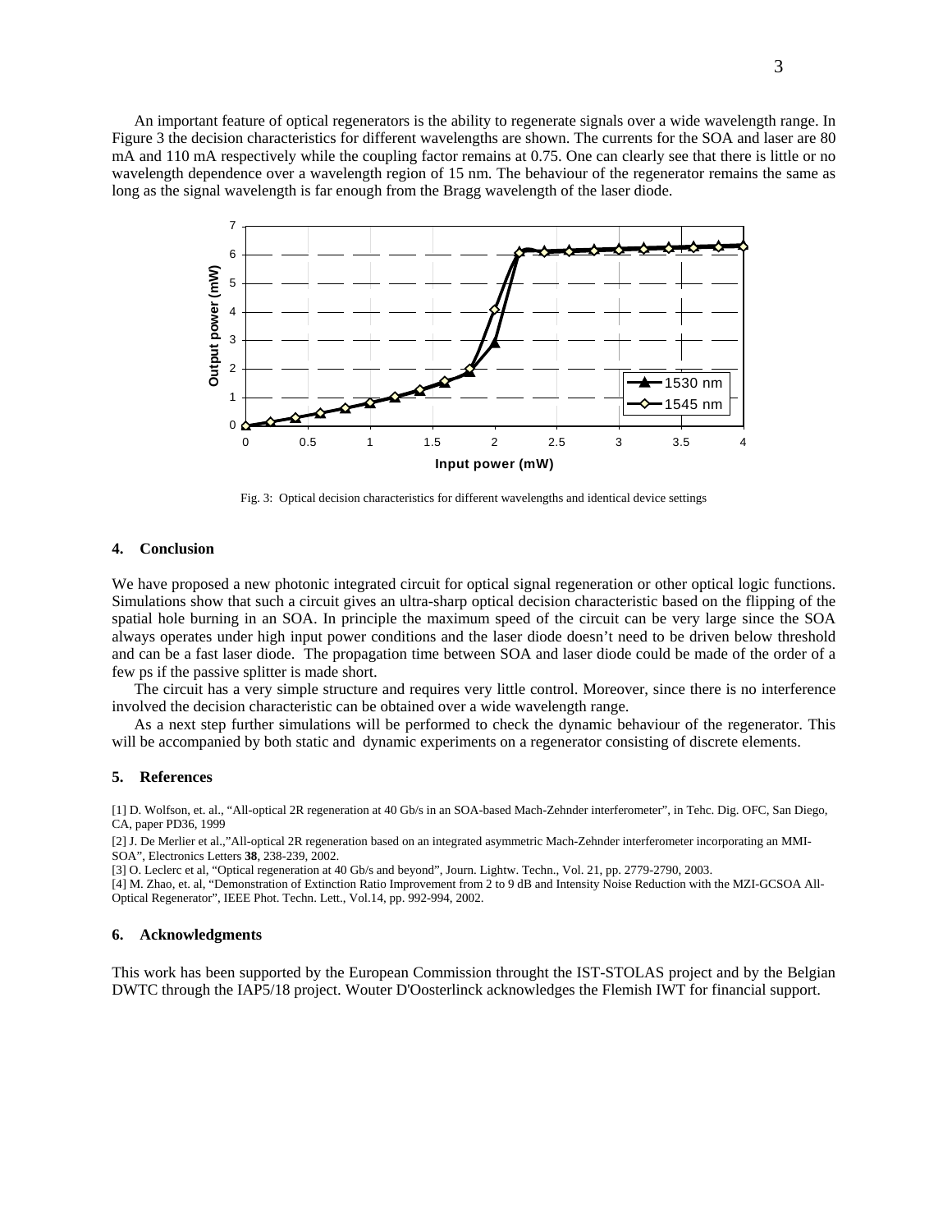An important feature of optical regenerators is the ability to regenerate signals over a wide wavelength range. In Figure 3 the decision characteristics for different wavelengths are shown. The currents for the SOA and laser are 80 mA and 110 mA respectively while the coupling factor remains at 0.75. One can clearly see that there is little or no wavelength dependence over a wavelength region of 15 nm. The behaviour of the regenerator remains the same as long as the signal wavelength is far enough from the Bragg wavelength of the laser diode.

Output power (mW)
7
6
5
4
3
2
1
0
0 0.5 1 1.5 2 2.5 3 3.5 4
Input power (mW)
1530 nm
1545 nm

Fig. 3: Optical decision characteristics for different wavelengths and identical device settings

## 4. Conclusion

We have proposed a new photonic integrated circuit for optical signal regeneration or other optical logic functions. Simulations show that such a circuit gives an ultra-sharp optical decision characteristic based on the flipping of the spatial hole burning in an SOA. In principle the maximum speed of the circuit can be very large since the SOA always operates under high input power conditions and the laser diode doesn't need to be driven below threshold and can be a fast laser diode. The propagation time between SOA and laser diode could be made of the order of a few ps if the passive splitter is made short.

The circuit has a very simple structure and requires very little control. Moreover, since there is no interference involved the decision characteristic can be obtained over a wide wavelength range.

As a next step further simulations will be performed to check the dynamic behaviour of the regenerator. This will be accompanied by both static and dynamic experiments on a regenerator consisting of discrete elements.

## 5. References

[1] D. Wolfson, et. al., "All-optical 2R regeneration at 40 Gb/s in an SOA-based Mach-Zehnder interferometer", in Tehc. Dig. OFC, San Diego, CA, paper PD36, 1999

[2] J. De Merlier et al.,"All-optical 2R regeneration based on an integrated asymmetric Mach-Zehnder interferometer incorporating an MMI-SOA", Electronics Letters **38**, 238-239, 2002.

[3] O. Leclerc et al, "Optical regeneration at 40 Gb/s and beyond", Journ. Lightw. Techn., Vol. 21, pp. 2779-2790, 2003.

[4] M. Zhao, et. al, "Demonstration of Extinction Ratio Improvement from 2 to 9 dB and Intensity Noise Reduction with the MZI-GCSOA All-Optical Regenerator", IEEE Phot. Techn. Lett., Vol.14, pp. 992-994, 2002.

## 6. Acknowledgments

This work has been supported by the European Commission throught the IST-STOLAS project and by the Belgian DWTC through the IAP5/18 project. Wouter D'Oosterlinck acknowledges the Flemish IWT for financial support.